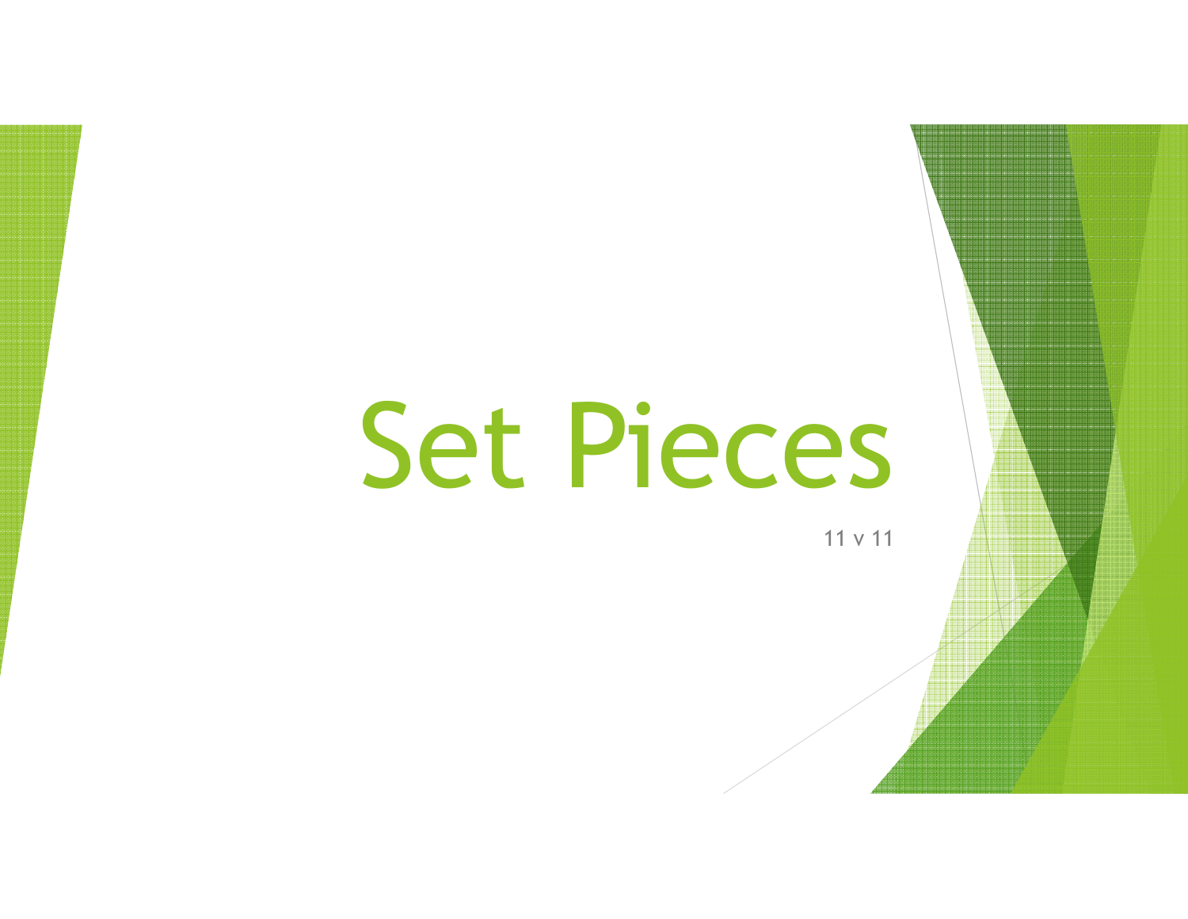# Set Pieces

11 v 11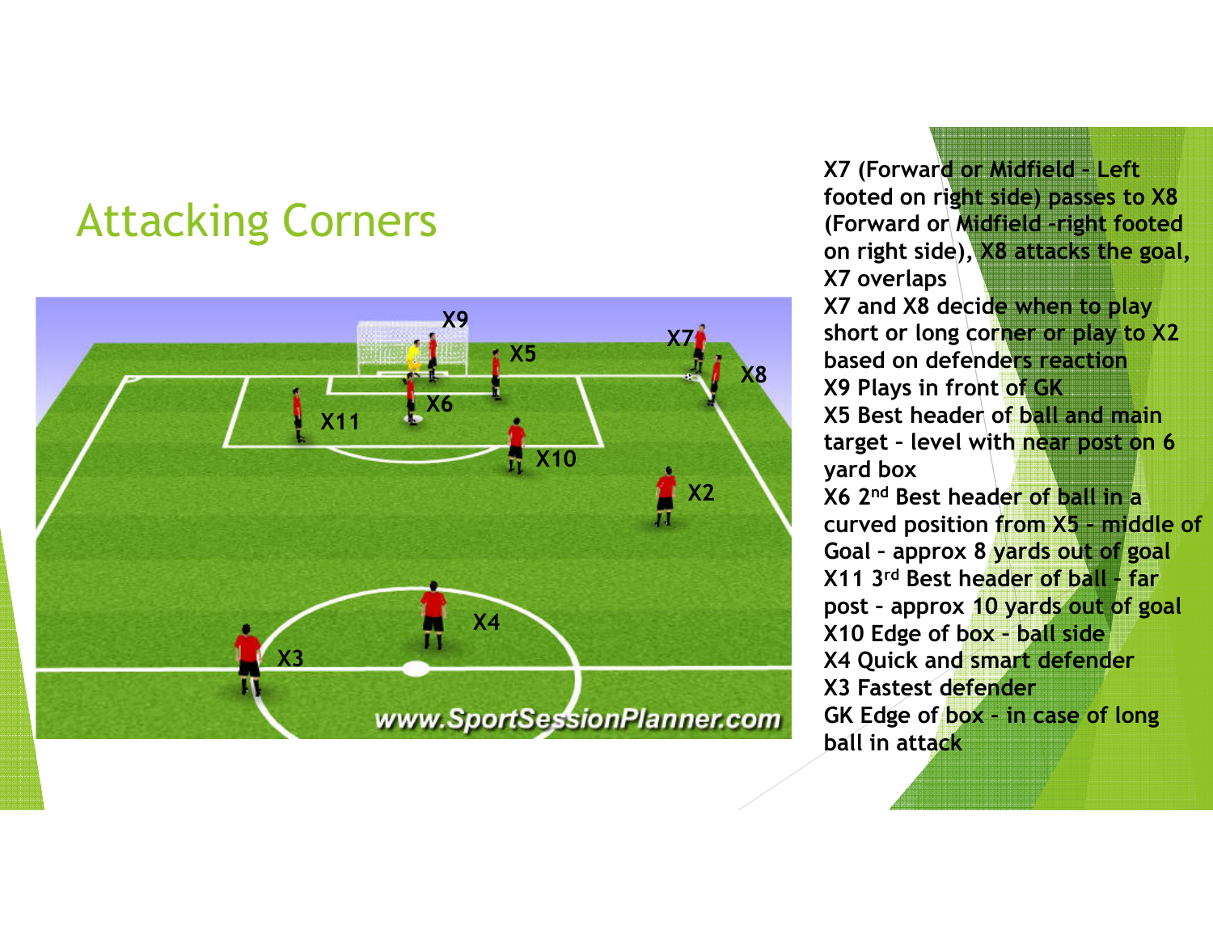# Attacking Corners

X7 (Forward or Midfield - Left footed on right side) passes to X8 (Forward or Midfield -right footed on right side), X8 attacks the goal, X7 overlaps

X7 and X8 decide when to play short or long corner or play to X2 based on defenders reaction

X9 Plays in front of GK

X5 Best header of ball and main target – level with near post on 6 yard box

X6 2nd Best header of ball in a curved position from X5 – middle of Goal – approx 8 yards out of goal

X11 3rd Best header of ball – far post – approx 10 yards out of goal

X10 Edge of box – ball side

X4 Quick and smart defender

X3 Fastest defender

GK Edge of box – in case of long ball in attack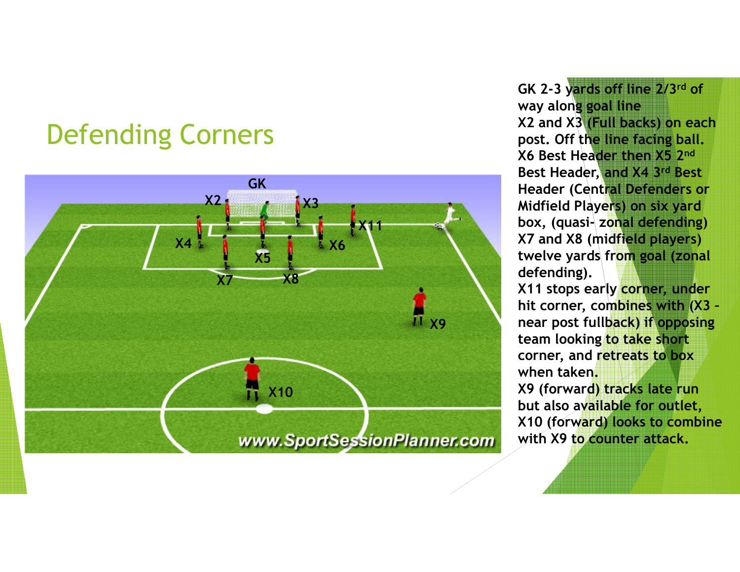# Defending Corners

GK
X2
X3
X11
X4
X6
X5
X7
X8
X9
X10
www.SportSessionPlanner.com

GK 2-3 yards off line 2/3rd of way along goal line
X2 and X3 (Full backs) on each post. Off the line facing ball.
X6 Best Header then X5 2nd Best Header, and X4 3rd Best Header (Central Defenders or Midfield Players) on six yard box, (quasi- zonal defending)
X7 and X8 (midfield players) twelve yards from goal (zonal defending).
X11 stops early corner, under hit corner, combines with (X3 – near post fullback) if opposing team looking to take short corner, and retreats to box when taken.
X9 (forward) tracks late run but also available for outlet,
X10 (forward) looks to combine with X9 to counter attack.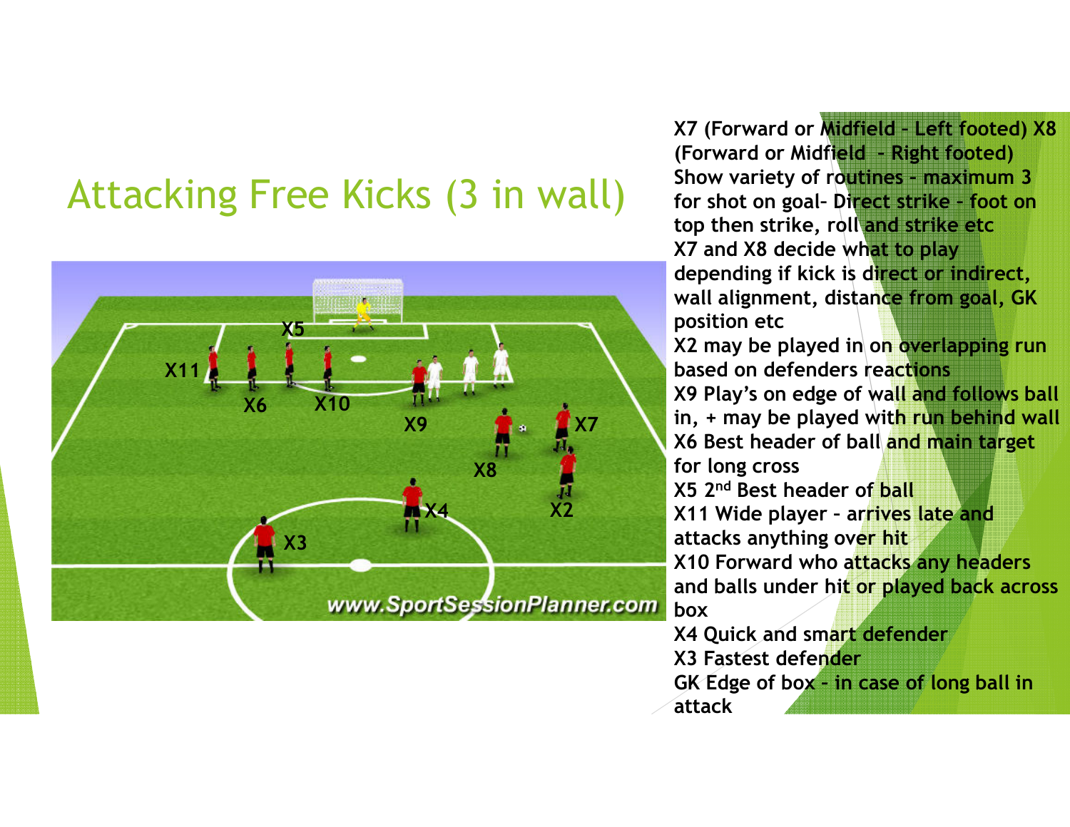# Attacking Free Kicks (3 in wall)

X7 (Forward or Midfield - Left footed) X8 (Forward or Midfield - Right footed) Show variety of routines - maximum 3 for shot on goal- Direct strike - foot on top then strike, roll and strike etc
X7 and X8 decide what to play depending if kick is direct or indirect, wall alignment, distance from goal, GK position etc
X2 may be played in on overlapping run based on defenders reactions
X9 Play's on edge of wall and follows ball in, + may be played with run behind wall
X6 Best header of ball and main target for long cross
X5 2nd Best header of ball
X11 Wide player – arrives late and attacks anything over hit
X10 Forward who attacks any headers and balls under hit or played back across box
X4 Quick and smart defender
X3 Fastest defender
GK Edge of box – in case of long ball in attack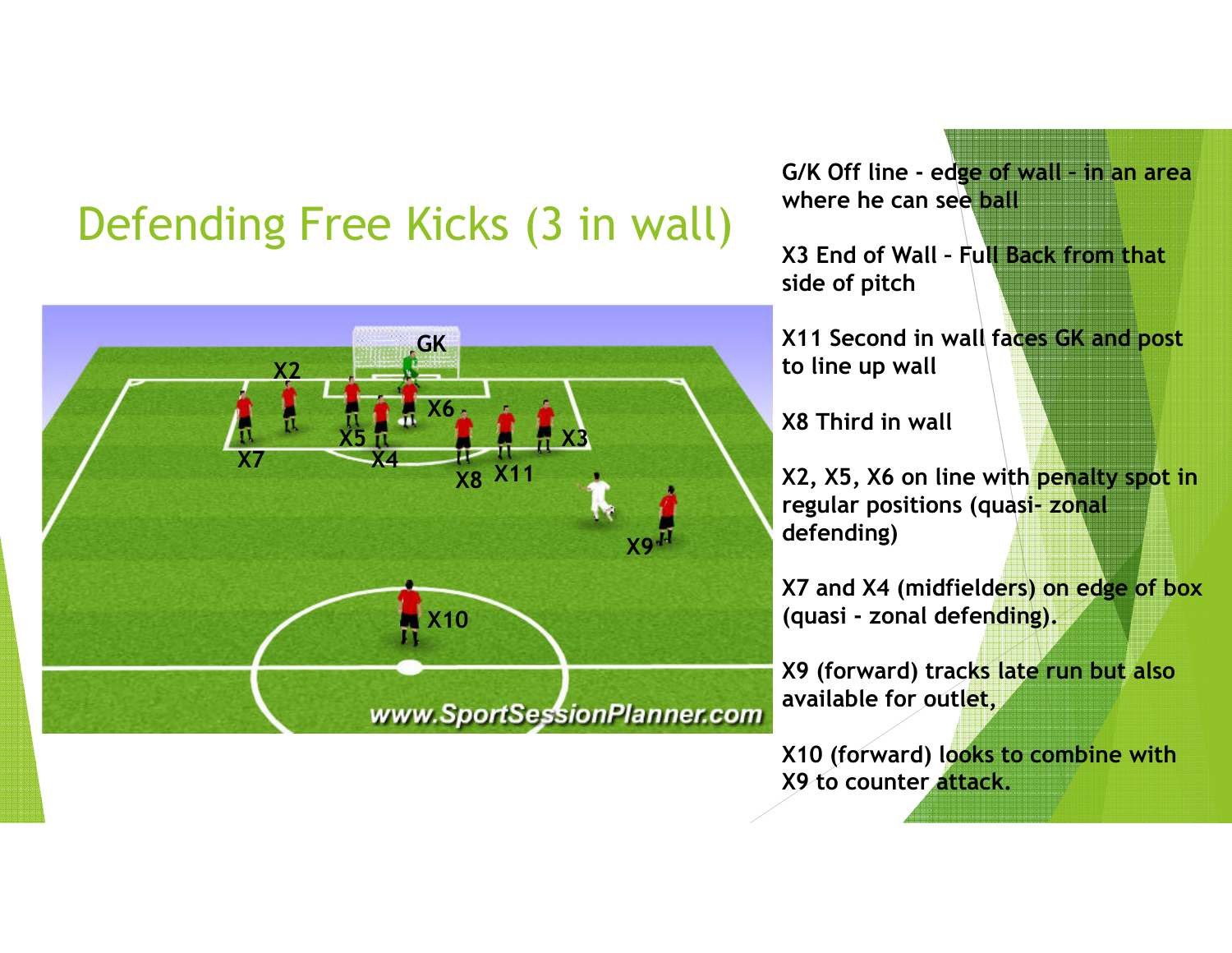# Defending Free Kicks (3 in wall)

G/K Off line - edge of wall - in an area where he can see ball

X3 End of Wall – Full Back from that side of pitch

X11 Second in wall faces GK and post to line up wall

X8 Third in wall

X2, X5, X6 on line with penalty spot in regular positions (quasi- zonal defending)

X7 and X4 (midfielders) on edge of box (quasi - zonal defending).

X9 (forward) tracks late run but also available for outlet,

X10 (forward) looks to combine with X9 to counter attack.